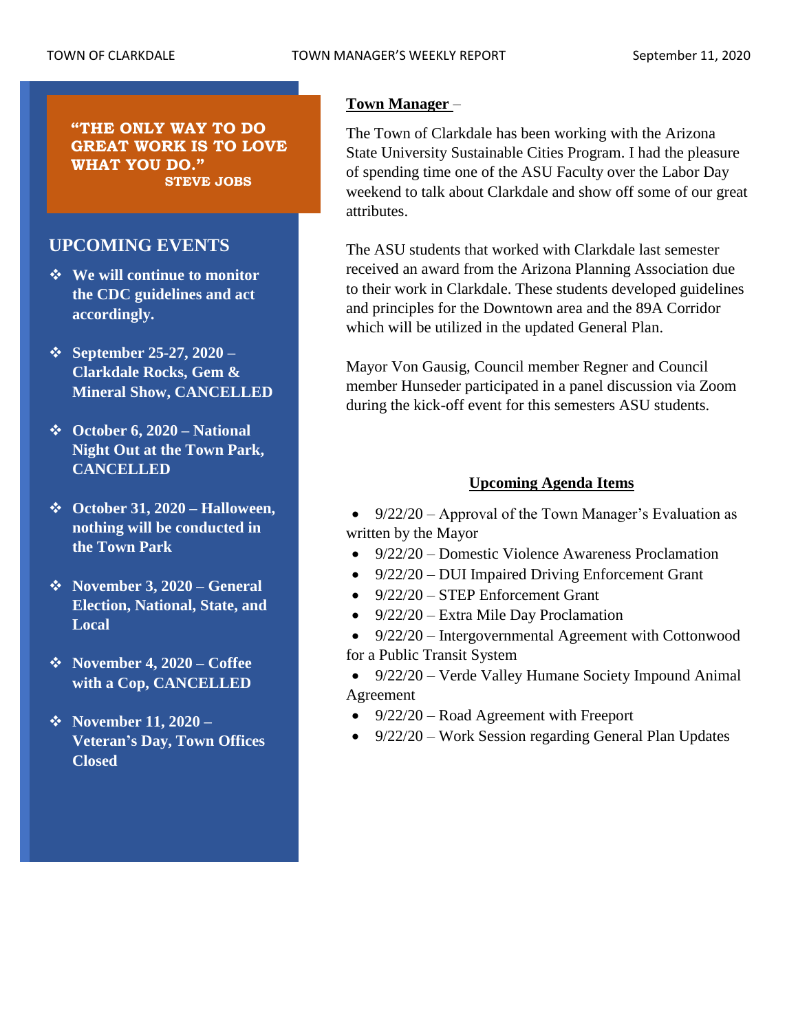TOWN OF CLARKDALE — TOWN MANAGER'S WEEKLY REPORT — September 11, 2020

**"THE ONLY WAY TO DO GREAT WORK IS TO LOVE WHAT YOU DO."**
**STEVE JOBS**

## UPCOMING EVENTS

- **We will continue to monitor the CDC guidelines and act accordingly.**
- **September 25-27, 2020 – Clarkdale Rocks, Gem & Mineral Show, CANCELLED**
- **October 6, 2020 – National Night Out at the Town Park, CANCELLED**
- **October 31, 2020 – Halloween, nothing will be conducted in the Town Park**
- **November 3, 2020 – General Election, National, State, and Local**
- **November 4, 2020 – Coffee with a Cop, CANCELLED**
- **November 11, 2020 – Veteran's Day, Town Offices Closed**

**Town Manager** –

The Town of Clarkdale has been working with the Arizona State University Sustainable Cities Program. I had the pleasure of spending time one of the ASU Faculty over the Labor Day weekend to talk about Clarkdale and show off some of our great attributes.

The ASU students that worked with Clarkdale last semester received an award from the Arizona Planning Association due to their work in Clarkdale. These students developed guidelines and principles for the Downtown area and the 89A Corridor which will be utilized in the updated General Plan.

Mayor Von Gausig, Council member Regner and Council member Hunseder participated in a panel discussion via Zoom during the kick-off event for this semesters ASU students.

**Upcoming Agenda Items**

- 9/22/20 – Approval of the Town Manager's Evaluation as written by the Mayor
- 9/22/20 – Domestic Violence Awareness Proclamation
- 9/22/20 – DUI Impaired Driving Enforcement Grant
- 9/22/20 – STEP Enforcement Grant
- 9/22/20 – Extra Mile Day Proclamation
- 9/22/20 – Intergovernmental Agreement with Cottonwood for a Public Transit System
- 9/22/20 – Verde Valley Humane Society Impound Animal Agreement
- 9/22/20 – Road Agreement with Freeport
- 9/22/20 – Work Session regarding General Plan Updates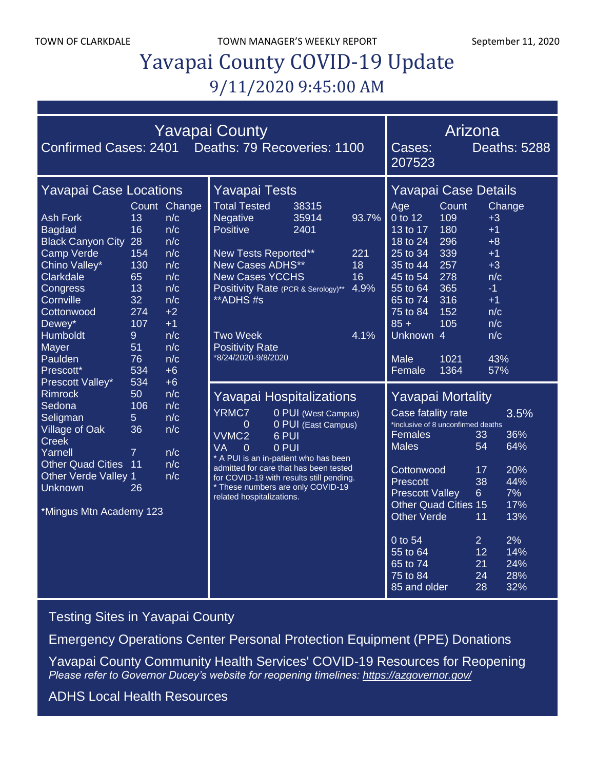# Yavapai County COVID-19 Update

## 9/11/2020 9:45:00 AM

## Yavapai County

Confirmed Cases: 2401 Deaths: 79 Recoveries: 1100

## Arizona

Cases: 207523 Deaths: 5288

### Yavapai Case Locations

| | Count | Change |
|---|---|---|
| Ash Fork | 13 | n/c |
| Bagdad | 16 | n/c |
| Black Canyon City | 28 | n/c |
| Camp Verde | 154 | n/c |
| Chino Valley* | 130 | n/c |
| Clarkdale | 65 | n/c |
| Congress | 13 | n/c |
| Cornville | 32 | n/c |
| Cottonwood | 274 | +2 |
| Dewey* | 107 | +1 |
| Humboldt | 9 | n/c |
| Mayer | 51 | n/c |
| Paulden | 76 | n/c |
| Prescott* | 534 | +6 |
| Prescott Valley* | 534 | +6 |
| Rimrock | 50 | n/c |
| Sedona | 106 | n/c |
| Seligman | 5 | n/c |
| Village of Oak Creek | 36 | n/c |
| Yarnell | 7 | n/c |
| Other Quad Cities | 11 | n/c |
| Other Verde Valley | 1 | n/c |
| Unknown | 26 | |

*Mingus Mtn Academy 123

### Yavapai Tests

| | | |
|---|---|---|
| Total Tested | 38315 | |
| Negative | 35914 | 93.7% |
| Positive | 2401 | |
| New Tests Reported** | | 221 |
| New Cases ADHS** | | 18 |
| New Cases YCCHS | | 16 |
| Positivity Rate (PCR & Serology)** | | 4.9% |

**ADHS #s

Two Week Positivity Rate 4.1%
*8/24/2020-9/8/2020

### Yavapai Hospitalizations

| | |
|---|---|
| YRMC7 | 0 PUI (West Campus) |
| 0 | 0 PUI (East Campus) |
| VVMC2 | 6 PUI |
| VA 0 | 0 PUI |

* A PUI is an in-patient who has been admitted for care that has been tested for COVID-19 with results still pending.
* These numbers are only COVID-19 related hospitalizations.

### Yavapai Case Details

| Age | Count | Change |
|---|---|---|
| 0 to 12 | 109 | +3 |
| 13 to 17 | 180 | +1 |
| 18 to 24 | 296 | +8 |
| 25 to 34 | 339 | +1 |
| 35 to 44 | 257 | +3 |
| 45 to 54 | 278 | n/c |
| 55 to 64 | 365 | -1 |
| 65 to 74 | 316 | +1 |
| 75 to 84 | 152 | n/c |
| 85 + | 105 | n/c |
| Unknown | 4 | n/c |
| Male | 1021 | 43% |
| Female | 1364 | 57% |

### Yavapai Mortality

Case fatality rate 3.5%
*inclusive of 8 unconfirmed deaths

| | | |
|---|---|---|
| Females | 33 | 36% |
| Males | 54 | 64% |
| Cottonwood | 17 | 20% |
| Prescott | 38 | 44% |
| Prescott Valley | 6 | 7% |
| Other Quad Cities | 15 | 17% |
| Other Verde | 11 | 13% |
| 0 to 54 | 2 | 2% |
| 55 to 64 | 12 | 14% |
| 65 to 74 | 21 | 24% |
| 75 to 84 | 24 | 28% |
| 85 and older | 28 | 32% |

Testing Sites in Yavapai County

Emergency Operations Center Personal Protection Equipment (PPE) Donations

Yavapai County Community Health Services' COVID-19 Resources for Reopening
*Please refer to Governor Ducey's website for reopening timelines: https://azgovernor.gov/*

ADHS Local Health Resources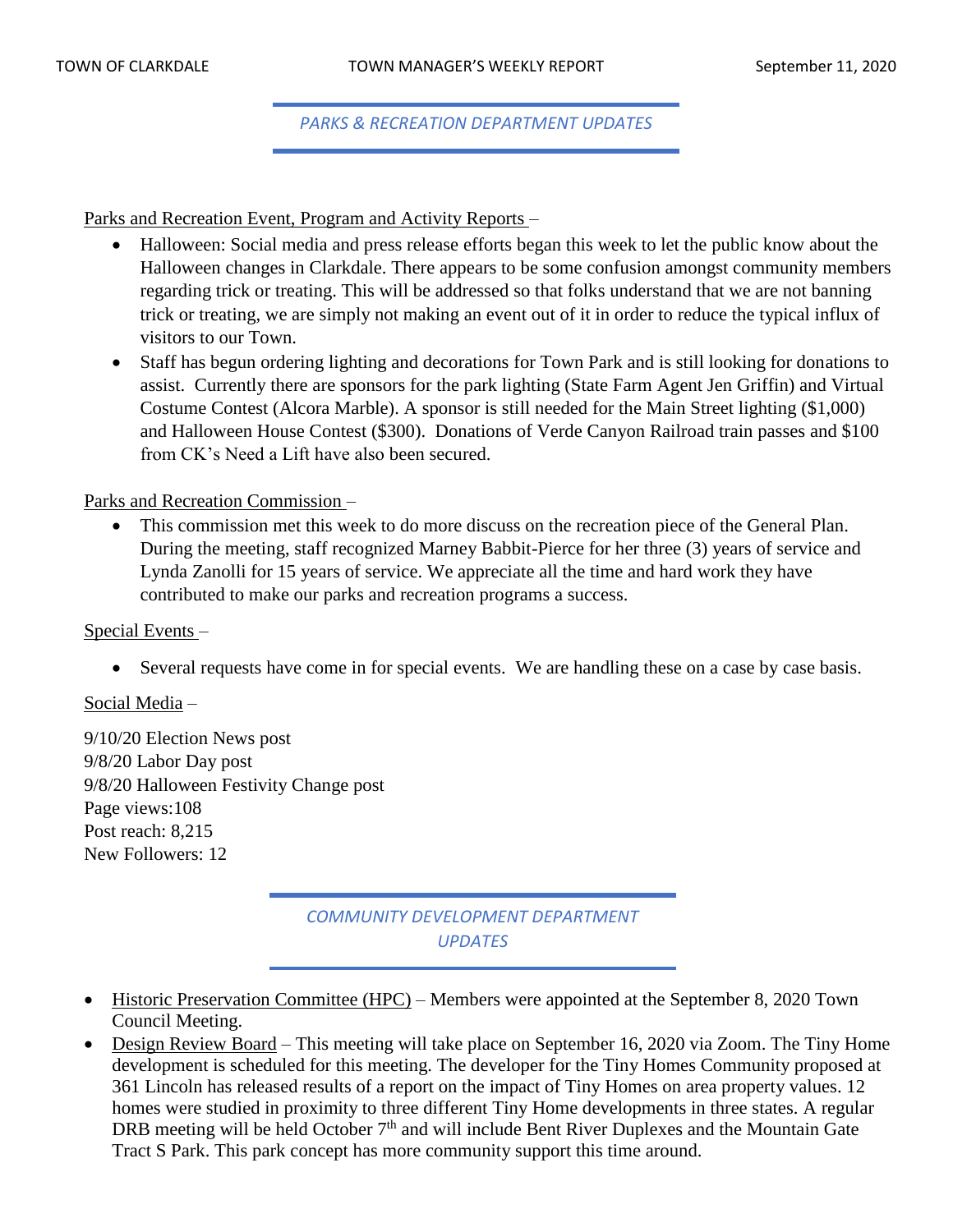## *PARKS & RECREATION DEPARTMENT UPDATES*

Parks and Recreation Event, Program and Activity Reports –

- Halloween: Social media and press release efforts began this week to let the public know about the Halloween changes in Clarkdale. There appears to be some confusion amongst community members regarding trick or treating. This will be addressed so that folks understand that we are not banning trick or treating, we are simply not making an event out of it in order to reduce the typical influx of visitors to our Town.
- Staff has begun ordering lighting and decorations for Town Park and is still looking for donations to assist. Currently there are sponsors for the park lighting (State Farm Agent Jen Griffin) and Virtual Costume Contest (Alcora Marble). A sponsor is still needed for the Main Street lighting ($1,000) and Halloween House Contest ($300). Donations of Verde Canyon Railroad train passes and $100 from CK's Need a Lift have also been secured.

Parks and Recreation Commission –

- This commission met this week to do more discuss on the recreation piece of the General Plan. During the meeting, staff recognized Marney Babbit-Pierce for her three (3) years of service and Lynda Zanolli for 15 years of service. We appreciate all the time and hard work they have contributed to make our parks and recreation programs a success.

Special Events –

- Several requests have come in for special events. We are handling these on a case by case basis.

Social Media –

9/10/20 Election News post
9/8/20 Labor Day post
9/8/20 Halloween Festivity Change post
Page views:108
Post reach: 8,215
New Followers: 12

## *COMMUNITY DEVELOPMENT DEPARTMENT UPDATES*

- Historic Preservation Committee (HPC) – Members were appointed at the September 8, 2020 Town Council Meeting.
- Design Review Board – This meeting will take place on September 16, 2020 via Zoom. The Tiny Home development is scheduled for this meeting. The developer for the Tiny Homes Community proposed at 361 Lincoln has released results of a report on the impact of Tiny Homes on area property values. 12 homes were studied in proximity to three different Tiny Home developments in three states. A regular DRB meeting will be held October 7th and will include Bent River Duplexes and the Mountain Gate Tract S Park. This park concept has more community support this time around.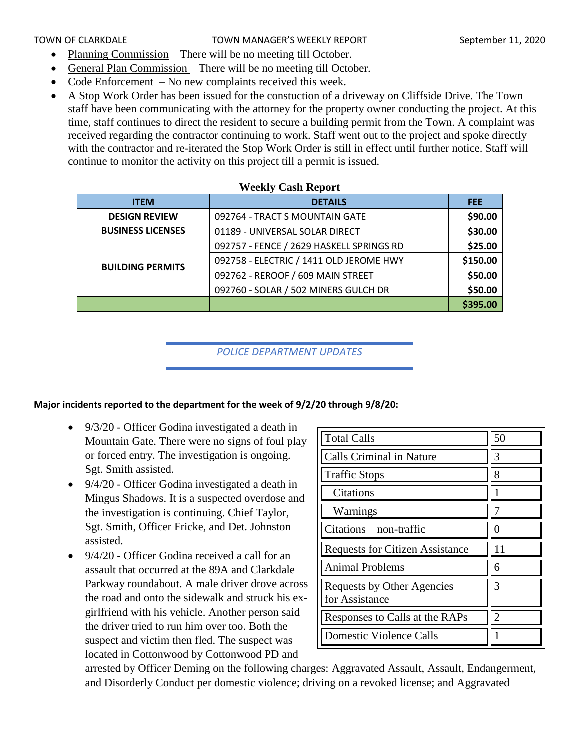- Planning Commission – There will be no meeting till October.
- General Plan Commission – There will be no meeting till October.
- Code Enforcement – No new complaints received this week.
- A Stop Work Order has been issued for the constuction of a driveway on Cliffside Drive. The Town staff have been communicating with the attorney for the property owner conducting the project. At this time, staff continues to direct the resident to secure a building permit from the Town. A complaint was received regarding the contractor continuing to work. Staff went out to the project and spoke directly with the contractor and re-iterated the Stop Work Order is still in effect until further notice. Staff will continue to monitor the activity on this project till a permit is issued.

**Weekly Cash Report**

| ITEM | DETAILS | FEE |
|---|---|---|
| DESIGN REVIEW | 092764 - TRACT S MOUNTAIN GATE | $90.00 |
| BUSINESS LICENSES | 01189 - UNIVERSAL SOLAR DIRECT | $30.00 |
| BUILDING PERMITS | 092757 - FENCE / 2629 HASKELL SPRINGS RD | $25.00 |
| | 092758 - ELECTRIC / 1411 OLD JEROME HWY | $150.00 |
| | 092762 - REROOF / 609 MAIN STREET | $50.00 |
| | 092760 - SOLAR / 502 MINERS GULCH DR | $50.00 |
| | | $395.00 |

## *POLICE DEPARTMENT UPDATES*

**Major incidents reported to the department for the week of 9/2/20 through 9/8/20:**

| | |
|---|---|
| Total Calls | 50 |
| Calls Criminal in Nature | 3 |
| Traffic Stops | 8 |
| Citations | 1 |
| Warnings | 7 |
| Citations – non-traffic | 0 |
| Requests for Citizen Assistance | 11 |
| Animal Problems | 6 |
| Requests by Other Agencies for Assistance | 3 |
| Responses to Calls at the RAPs | 2 |
| Domestic Violence Calls | 1 |

- 9/3/20 - Officer Godina investigated a death in Mountain Gate. There were no signs of foul play or forced entry. The investigation is ongoing. Sgt. Smith assisted.
- 9/4/20 - Officer Godina investigated a death in Mingus Shadows. It is a suspected overdose and the investigation is continuing. Chief Taylor, Sgt. Smith, Officer Fricke, and Det. Johnston assisted.
- 9/4/20 - Officer Godina received a call for an assault that occurred at the 89A and Clarkdale Parkway roundabout. A male driver drove across the road and onto the sidewalk and struck his ex-girlfriend with his vehicle. Another person said the driver tried to run him over too. Both the suspect and victim then fled. The suspect was located in Cottonwood by Cottonwood PD and arrested by Officer Deming on the following charges: Aggravated Assault, Assault, Endangerment, and Disorderly Conduct per domestic violence; driving on a revoked license; and Aggravated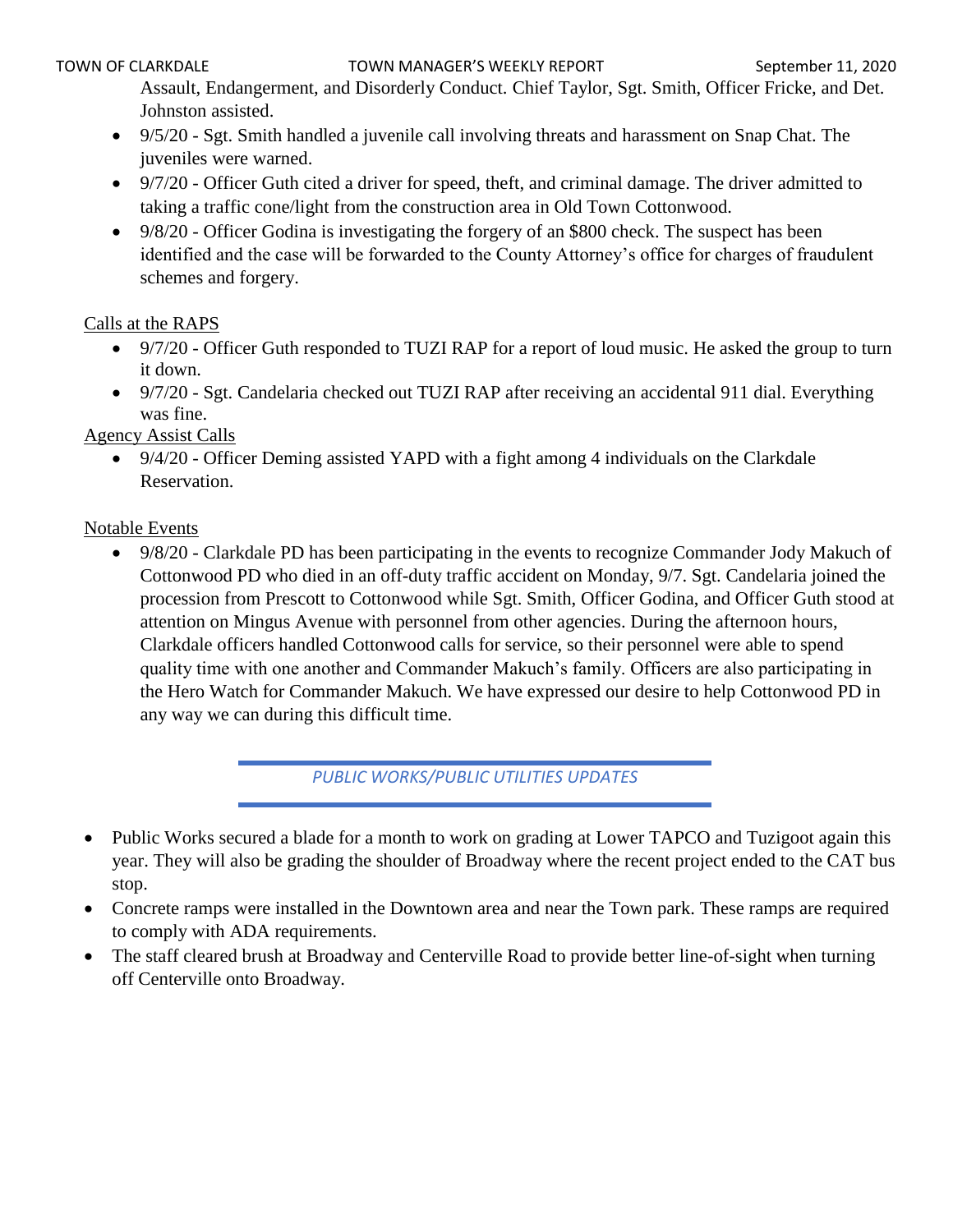Assault, Endangerment, and Disorderly Conduct. Chief Taylor, Sgt. Smith, Officer Fricke, and Det. Johnston assisted.

- 9/5/20 - Sgt. Smith handled a juvenile call involving threats and harassment on Snap Chat. The juveniles were warned.
- 9/7/20 - Officer Guth cited a driver for speed, theft, and criminal damage. The driver admitted to taking a traffic cone/light from the construction area in Old Town Cottonwood.
- 9/8/20 - Officer Godina is investigating the forgery of an $800 check. The suspect has been identified and the case will be forwarded to the County Attorney's office for charges of fraudulent schemes and forgery.

Calls at the RAPS

- 9/7/20 - Officer Guth responded to TUZI RAP for a report of loud music. He asked the group to turn it down.
- 9/7/20 - Sgt. Candelaria checked out TUZI RAP after receiving an accidental 911 dial. Everything was fine.

Agency Assist Calls

- 9/4/20 - Officer Deming assisted YAPD with a fight among 4 individuals on the Clarkdale Reservation.

Notable Events

- 9/8/20 - Clarkdale PD has been participating in the events to recognize Commander Jody Makuch of Cottonwood PD who died in an off-duty traffic accident on Monday, 9/7. Sgt. Candelaria joined the procession from Prescott to Cottonwood while Sgt. Smith, Officer Godina, and Officer Guth stood at attention on Mingus Avenue with personnel from other agencies. During the afternoon hours, Clarkdale officers handled Cottonwood calls for service, so their personnel were able to spend quality time with one another and Commander Makuch's family. Officers are also participating in the Hero Watch for Commander Makuch. We have expressed our desire to help Cottonwood PD in any way we can during this difficult time.

## *PUBLIC WORKS/PUBLIC UTILITIES UPDATES*

- Public Works secured a blade for a month to work on grading at Lower TAPCO and Tuzigoot again this year. They will also be grading the shoulder of Broadway where the recent project ended to the CAT bus stop.
- Concrete ramps were installed in the Downtown area and near the Town park. These ramps are required to comply with ADA requirements.
- The staff cleared brush at Broadway and Centerville Road to provide better line-of-sight when turning off Centerville onto Broadway.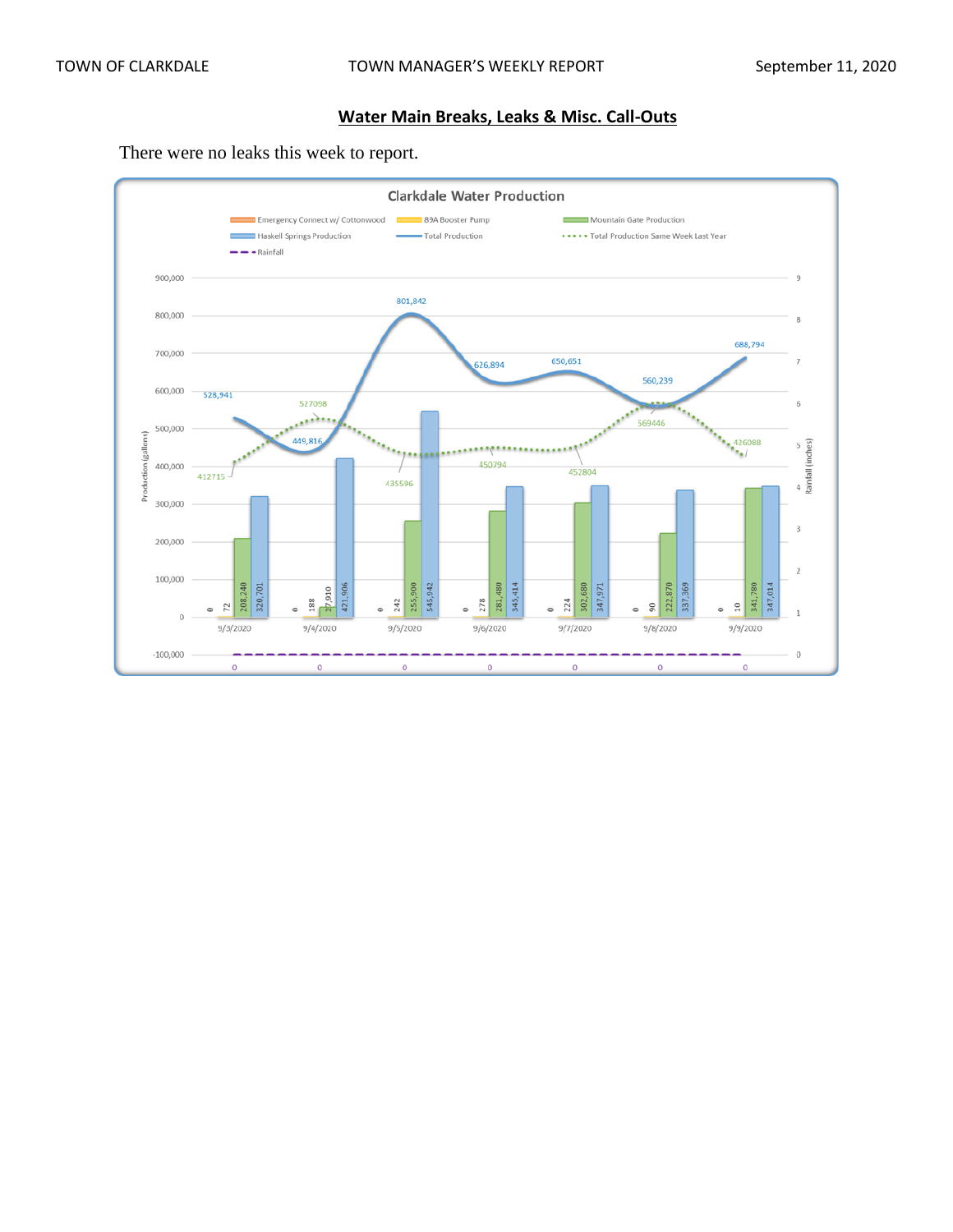## Water Main Breaks, Leaks & Misc. Call-Outs

There were no leaks this week to report.

Clarkdale Water Production

Emergency Connect w/ Cottonwood
89A Booster Pump
Mountain Gate Production
Haskell Springs Production
Total Production
Total Production Same Week Last Year
Rainfall

Production (gallons)
Rainfall (inches)

900,000
800,000
700,000
600,000
500,000
400,000
300,000
200,000
100,000
0
-100,000

9
8
7
6
5
4
3
2
1
0

9/3/2020: 0, 72, 208,240, 320,701, 528,941, 412715, 0
9/4/2020: 0, 188, 27,910, 421,906, 449,816, 527098, 0
9/5/2020: 0, 242, 255,900, 545,942, 801,842, 435596, 0
9/6/2020: 0, 278, 281,480, 345,414, 626,894, 450794, 0
9/7/2020: 0, 224, 302,680, 347,971, 650,651, 452804, 0
9/8/2020: 0, 90, 222,870, 337,369, 560,239, 569446, 0
9/9/2020: 0, 10, 341,780, 347,014, 688,794, 426088, 0